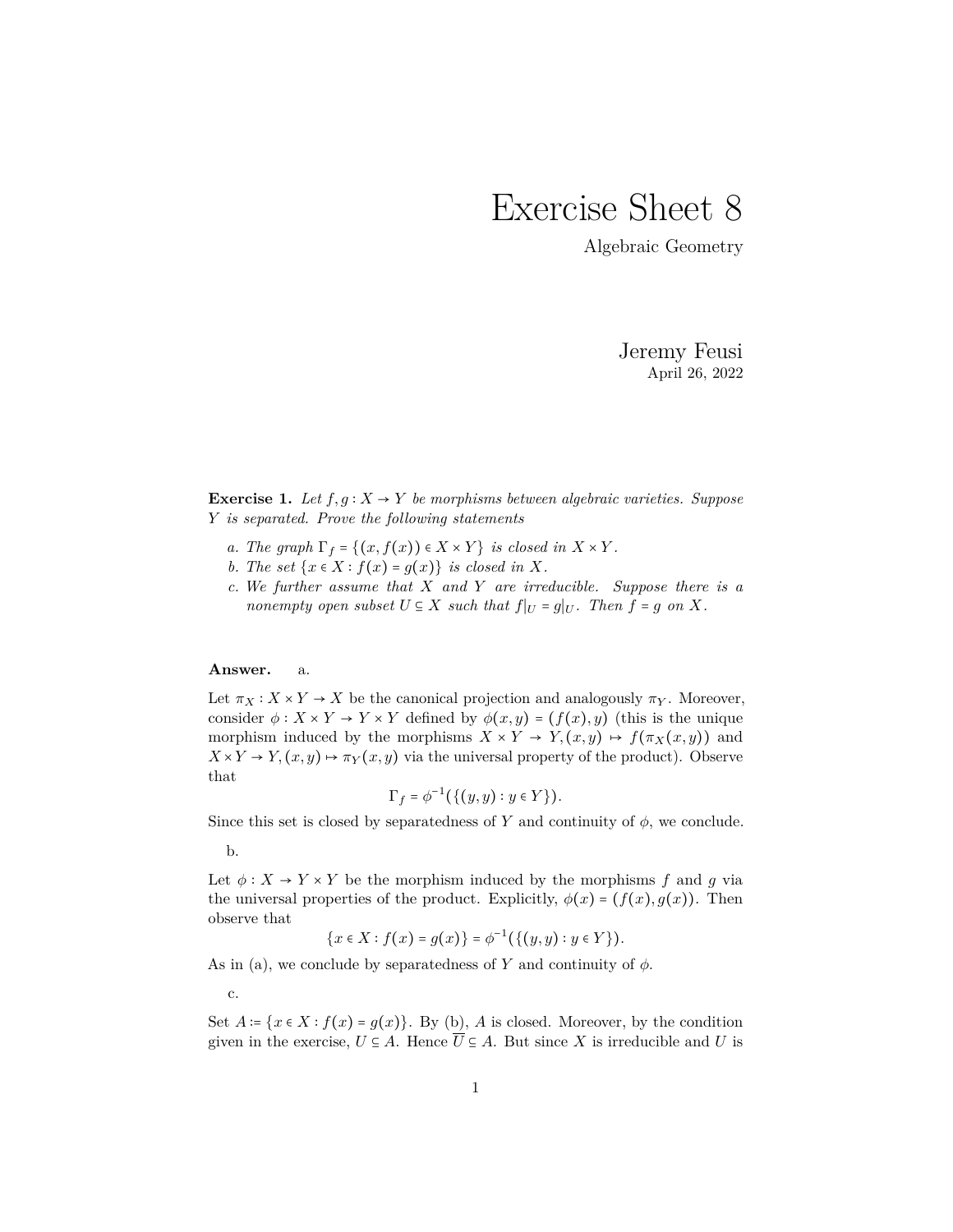# Exercise Sheet 8

Algebraic Geometry

Jeremy Feusi

April 26, 2022

**Exercise 1.** *Let $f, g : X \to Y$ be morphisms between algebraic varieties. Suppose $Y$ is separated. Prove the following statements*

*a. The graph $\Gamma_f = \{(x, f(x)) \in X \times Y\}$ is closed in $X \times Y$.*

*b. The set $\{x \in X : f(x) = g(x)\}$ is closed in $X$.*

*c. We further assume that $X$ and $Y$ are irreducible. Suppose there is a nonempty open subset $U \subseteq X$ such that $f|_U = g|_U$. Then $f = g$ on $X$.*

**Answer.** a.

Let $\pi_X : X \times Y \to X$ be the canonical projection and analogously $\pi_Y$. Moreover, consider $\phi : X \times Y \to Y \times Y$ defined by $\phi(x, y) = (f(x), y)$ (this is the unique morphism induced by the morphisms $X \times Y \to Y, (x, y) \mapsto f(\pi_X(x, y))$ and $X \times Y \to Y, (x, y) \mapsto \pi_Y(x, y)$ via the universal property of the product). Observe that

$$\Gamma_f = \phi^{-1}(\{(y, y) : y \in Y\}).$$

Since this set is closed by separatedness of $Y$ and continuity of $\phi$, we conclude.

b.

Let $\phi : X \to Y \times Y$ be the morphism induced by the morphisms $f$ and $g$ via the universal properties of the product. Explicitly, $\phi(x) = (f(x), g(x))$. Then observe that

$$\{x \in X : f(x) = g(x)\} = \phi^{-1}(\{(y, y) : y \in Y\}).$$

As in (a), we conclude by separatedness of $Y$ and continuity of $\phi$.

c.

Set $A := \{x \in X : f(x) = g(x)\}$. By (b), $A$ is closed. Moreover, by the condition given in the exercise, $U \subseteq A$. Hence $\overline{U} \subseteq A$. But since $X$ is irreducible and $U$ is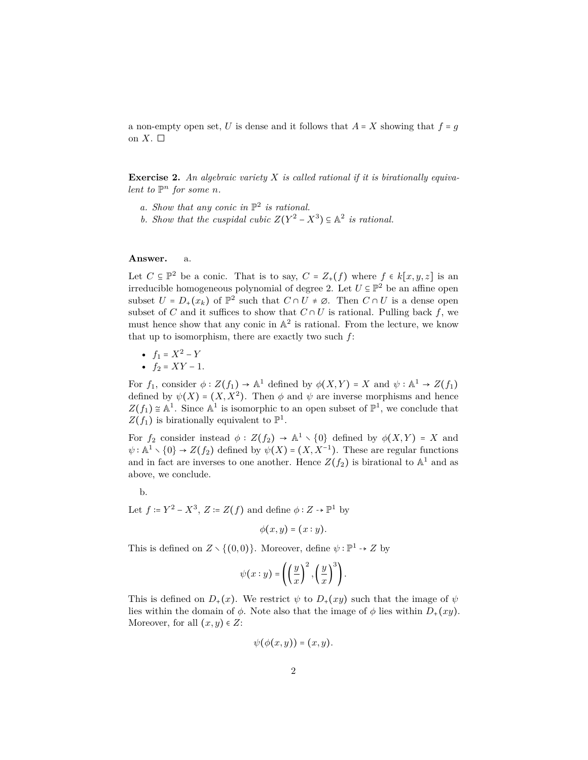a non-empty open set, $U$ is dense and it follows that $A = X$ showing that $f = g$ on $X$. $\square$

**Exercise 2.** *An algebraic variety $X$ is called rational if it is birationally equivalent to $\mathbb{P}^n$ for some $n$.*

*a. Show that any conic in $\mathbb{P}^2$ is rational.*
*b. Show that the cuspidal cubic $Z(Y^2 - X^3) \subseteq \mathbb{A}^2$ is rational.*

**Answer.** a.

Let $C \subseteq \mathbb{P}^2$ be a conic. That is to say, $C = Z_+(f)$ where $f \in k[x, y, z]$ is an irreducible homogeneous polynomial of degree 2. Let $U \subseteq \mathbb{P}^2$ be an affine open subset $U = D_+(x_k)$ of $\mathbb{P}^2$ such that $C \cap U \neq \emptyset$. Then $C \cap U$ is a dense open subset of $C$ and it suffices to show that $C \cap U$ is rational. Pulling back $f$, we must hence show that any conic in $\mathbb{A}^2$ is rational. From the lecture, we know that up to isomorphism, there are exactly two such $f$:

- $f_1 = X^2 - Y$
- $f_2 = XY - 1$.

For $f_1$, consider $\phi : Z(f_1) \to \mathbb{A}^1$ defined by $\phi(X, Y) = X$ and $\psi : \mathbb{A}^1 \to Z(f_1)$ defined by $\psi(X) = (X, X^2)$. Then $\phi$ and $\psi$ are inverse morphisms and hence $Z(f_1) \cong \mathbb{A}^1$. Since $\mathbb{A}^1$ is isomorphic to an open subset of $\mathbb{P}^1$, we conclude that $Z(f_1)$ is birationally equivalent to $\mathbb{P}^1$.

For $f_2$ consider instead $\phi : Z(f_2) \to \mathbb{A}^1 \setminus \{0\}$ defined by $\phi(X, Y) = X$ and $\psi : \mathbb{A}^1 \setminus \{0\} \to Z(f_2)$ defined by $\psi(X) = (X, X^{-1})$. These are regular functions and in fact are inverses to one another. Hence $Z(f_2)$ is birational to $\mathbb{A}^1$ and as above, we conclude.

b.

Let $f := Y^2 - X^3$, $Z := Z(f)$ and define $\phi : Z \dashrightarrow \mathbb{P}^1$ by

$$\phi(x, y) = (x : y).$$

This is defined on $Z \setminus \{(0, 0)\}$. Moreover, define $\psi : \mathbb{P}^1 \dashrightarrow Z$ by

$$\psi(x : y) = \left( \left(\frac{y}{x}\right)^2, \left(\frac{y}{x}\right)^3 \right).$$

This is defined on $D_+(x)$. We restrict $\psi$ to $D_+(xy)$ such that the image of $\psi$ lies within the domain of $\phi$. Note also that the image of $\phi$ lies within $D_+(xy)$. Moreover, for all $(x, y) \in Z$:

$$\psi(\phi(x, y)) = (x, y).$$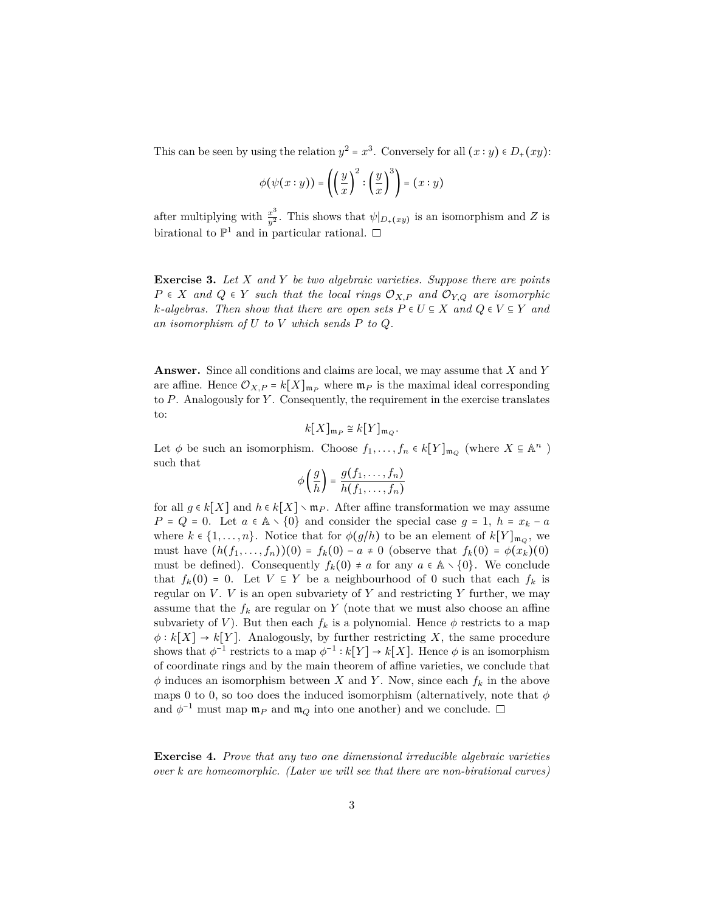This can be seen by using the relation $y^2 = x^3$. Conversely for all $(x : y) \in D_+(xy)$:

$$\phi(\psi(x : y)) = \left(\left(\frac{y}{x}\right)^2 : \left(\frac{y}{x}\right)^3\right) = (x : y)$$

after multiplying with $\frac{x^3}{y^2}$. This shows that $\psi|_{D_+(xy)}$ is an isomorphism and $Z$ is birational to $\mathbb{P}^1$ and in particular rational. □

**Exercise 3.** *Let $X$ and $Y$ be two algebraic varieties. Suppose there are points $P \in X$ and $Q \in Y$ such that the local rings $\mathcal{O}_{X,P}$ and $\mathcal{O}_{Y,Q}$ are isomorphic $k$-algebras. Then show that there are open sets $P \in U \subseteq X$ and $Q \in V \subseteq Y$ and an isomorphism of $U$ to $V$ which sends $P$ to $Q$.*

**Answer.** Since all conditions and claims are local, we may assume that $X$ and $Y$ are affine. Hence $\mathcal{O}_{X,P} = k[X]_{\mathfrak{m}_P}$ where $\mathfrak{m}_P$ is the maximal ideal corresponding to $P$. Analogously for $Y$. Consequently, the requirement in the exercise translates to:

$$k[X]_{\mathfrak{m}_P} \cong k[Y]_{\mathfrak{m}_Q}.$$

Let $\phi$ be such an isomorphism. Choose $f_1, \dots, f_n \in k[Y]_{\mathfrak{m}_Q}$ (where $X \subseteq \mathbb{A}^n$ ) such that

$$\phi\left(\frac{g}{h}\right) = \frac{g(f_1, \dots, f_n)}{h(f_1, \dots, f_n)}$$

for all $g \in k[X]$ and $h \in k[X] \setminus \mathfrak{m}_P$. After affine transformation we may assume $P = Q = 0$. Let $a \in \mathbb{A} \setminus \{0\}$ and consider the special case $g = 1$, $h = x_k - a$ where $k \in \{1, \dots, n\}$. Notice that for $\phi(g/h)$ to be an element of $k[Y]_{\mathfrak{m}_Q}$, we must have $(h(f_1, \dots, f_n))(0) = f_k(0) - a \neq 0$ (observe that $f_k(0) = \phi(x_k)(0)$ must be defined). Consequently $f_k(0) \neq a$ for any $a \in \mathbb{A} \setminus \{0\}$. We conclude that $f_k(0) = 0$. Let $V \subseteq Y$ be a neighbourhood of 0 such that each $f_k$ is regular on $V$. $V$ is an open subvariety of $Y$ and restricting $Y$ further, we may assume that the $f_k$ are regular on $Y$ (note that we must also choose an affine subvariety of $V$). But then each $f_k$ is a polynomial. Hence $\phi$ restricts to a map $\phi : k[X] \to k[Y]$. Analogously, by further restricting $X$, the same procedure shows that $\phi^{-1}$ restricts to a map $\phi^{-1} : k[Y] \to k[X]$. Hence $\phi$ is an isomorphism of coordinate rings and by the main theorem of affine varieties, we conclude that $\phi$ induces an isomorphism between $X$ and $Y$. Now, since each $f_k$ in the above maps 0 to 0, so too does the induced isomorphism (alternatively, note that $\phi$ and $\phi^{-1}$ must map $\mathfrak{m}_P$ and $\mathfrak{m}_Q$ into one another) and we conclude. □

**Exercise 4.** *Prove that any two one dimensional irreducible algebraic varieties over $k$ are homeomorphic. (Later we will see that there are non-birational curves)*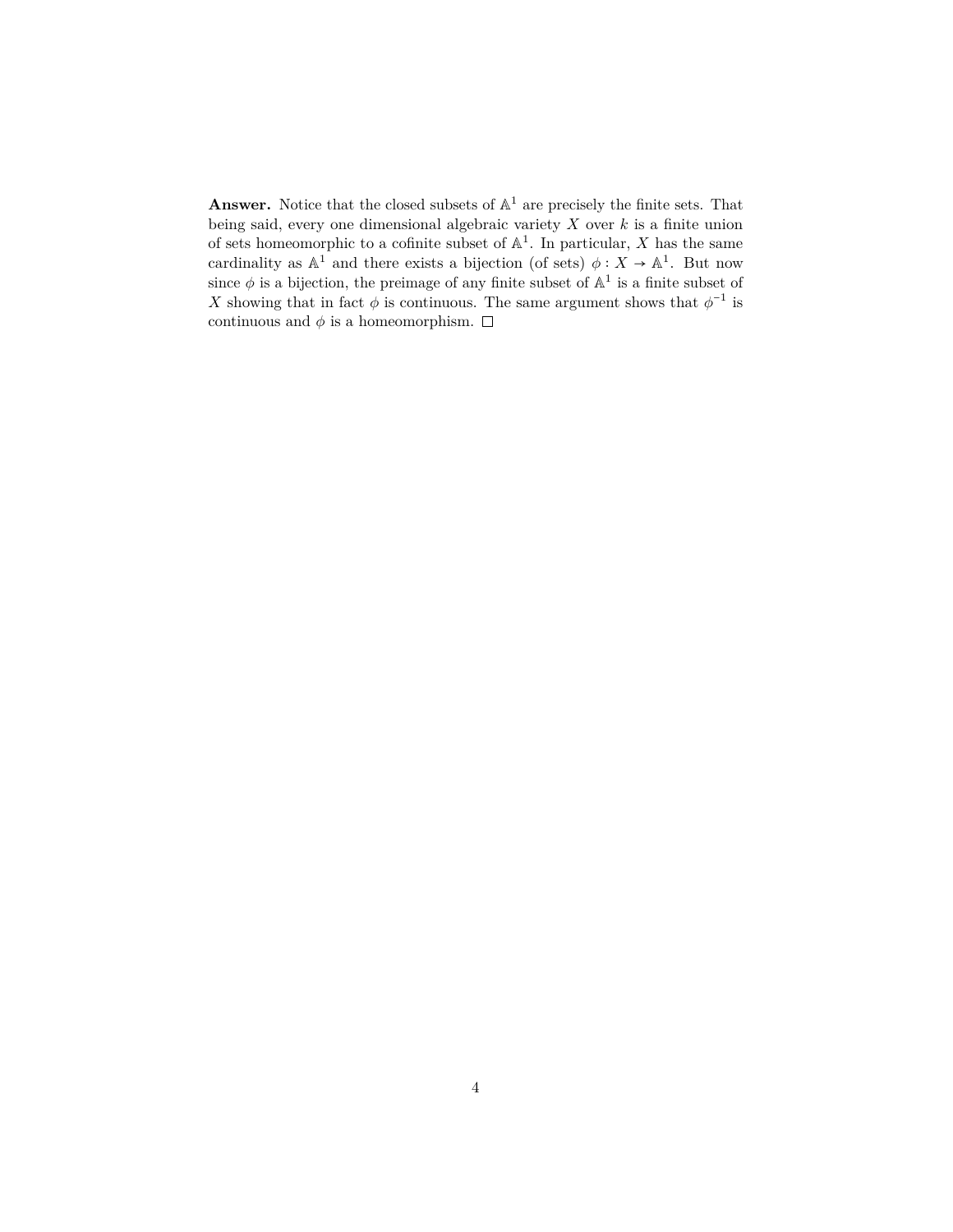**Answer.** Notice that the closed subsets of $\mathbb{A}^1$ are precisely the finite sets. That being said, every one dimensional algebraic variety $X$ over $k$ is a finite union of sets homeomorphic to a cofinite subset of $\mathbb{A}^1$. In particular, $X$ has the same cardinality as $\mathbb{A}^1$ and there exists a bijection (of sets) $\phi : X \to \mathbb{A}^1$. But now since $\phi$ is a bijection, the preimage of any finite subset of $\mathbb{A}^1$ is a finite subset of $X$ showing that in fact $\phi$ is continuous. The same argument shows that $\phi^{-1}$ is continuous and $\phi$ is a homeomorphism. $\square$